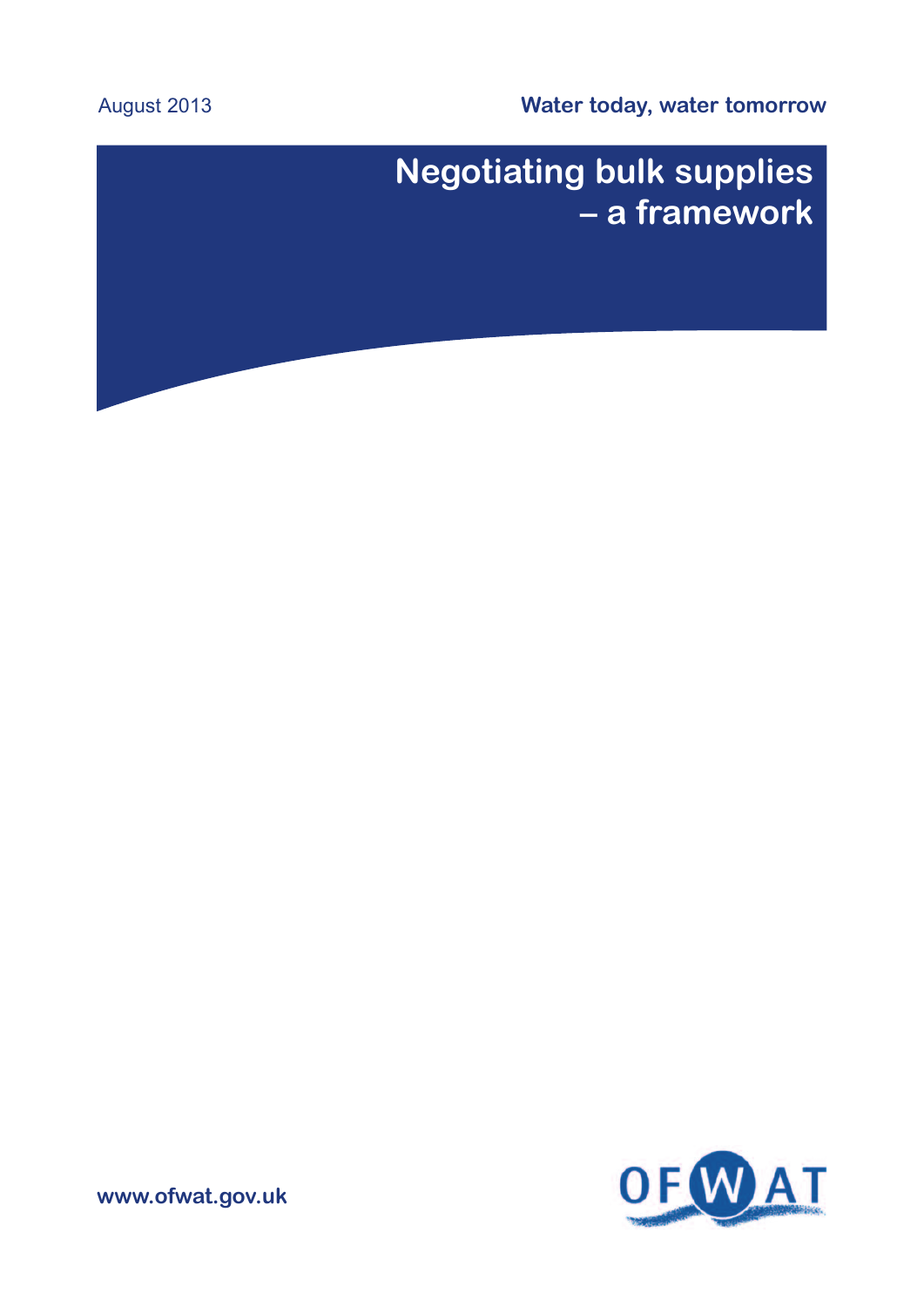August 2013

**Water today, water tomorrow**

# Negotiating bulk supplies – a framework

**www.ofwat.gov.uk**

OFWAT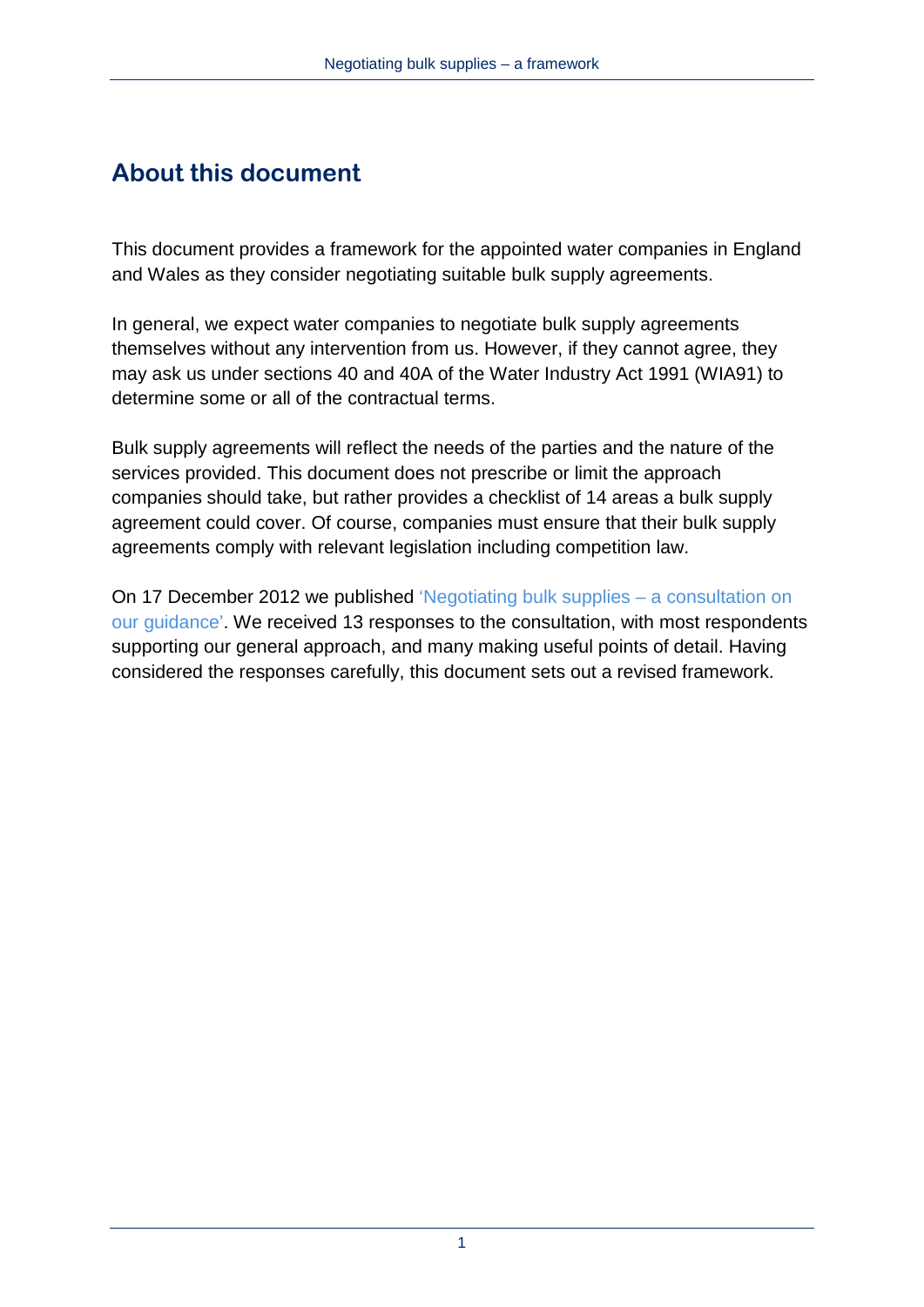## About this document

This document provides a framework for the appointed water companies in England and Wales as they consider negotiating suitable bulk supply agreements.

In general, we expect water companies to negotiate bulk supply agreements themselves without any intervention from us. However, if they cannot agree, they may ask us under sections 40 and 40A of the Water Industry Act 1991 (WIA91) to determine some or all of the contractual terms.

Bulk supply agreements will reflect the needs of the parties and the nature of the services provided. This document does not prescribe or limit the approach companies should take, but rather provides a checklist of 14 areas a bulk supply agreement could cover. Of course, companies must ensure that their bulk supply agreements comply with relevant legislation including competition law.

On 17 December 2012 we published 'Negotiating bulk supplies – a consultation on our guidance'. We received 13 responses to the consultation, with most respondents supporting our general approach, and many making useful points of detail. Having considered the responses carefully, this document sets out a revised framework.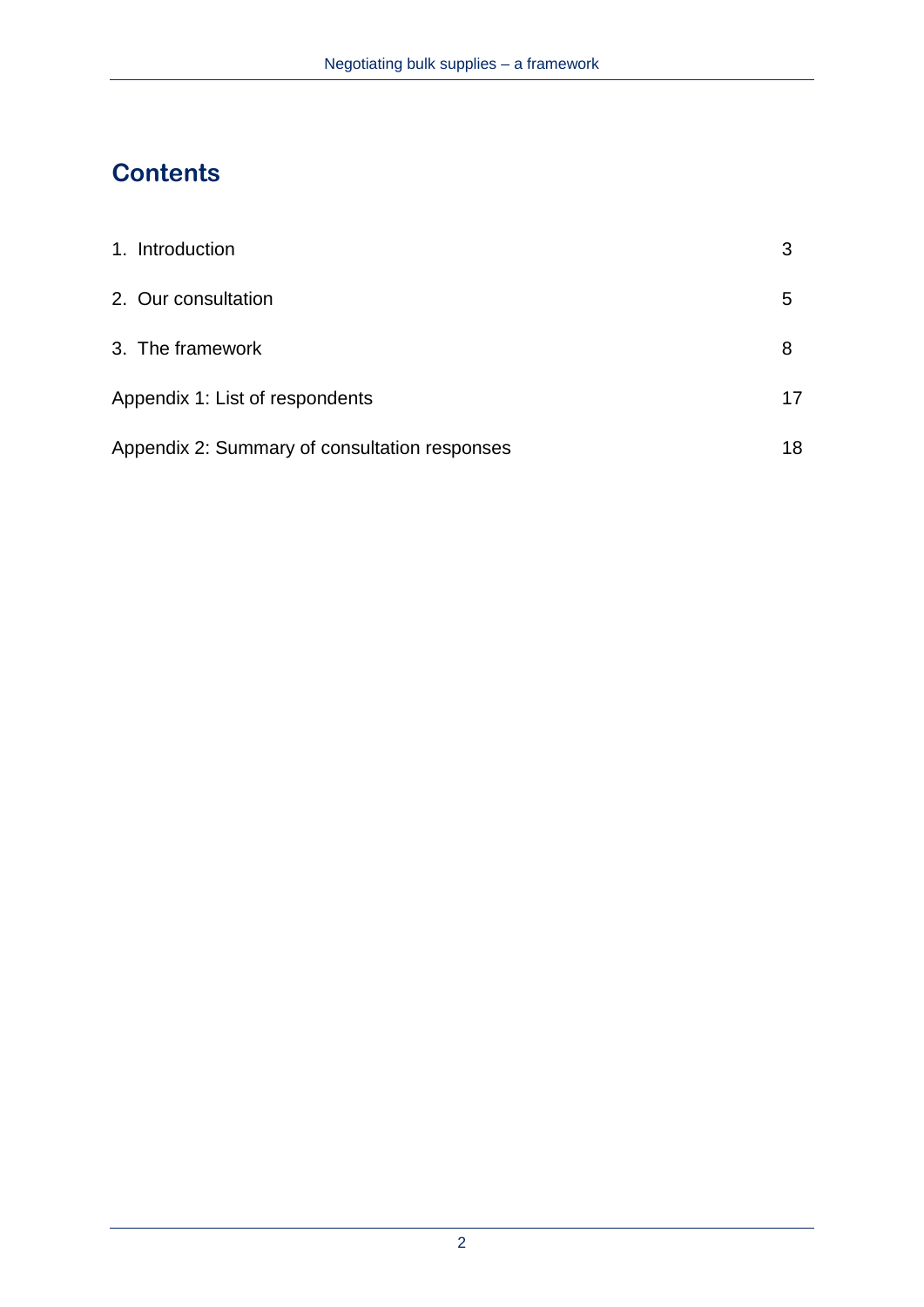## Contents

| | |
|---|---|
| 1. Introduction | 3 |
| 2. Our consultation | 5 |
| 3. The framework | 8 |
| Appendix 1: List of respondents | 17 |
| Appendix 2: Summary of consultation responses | 18 |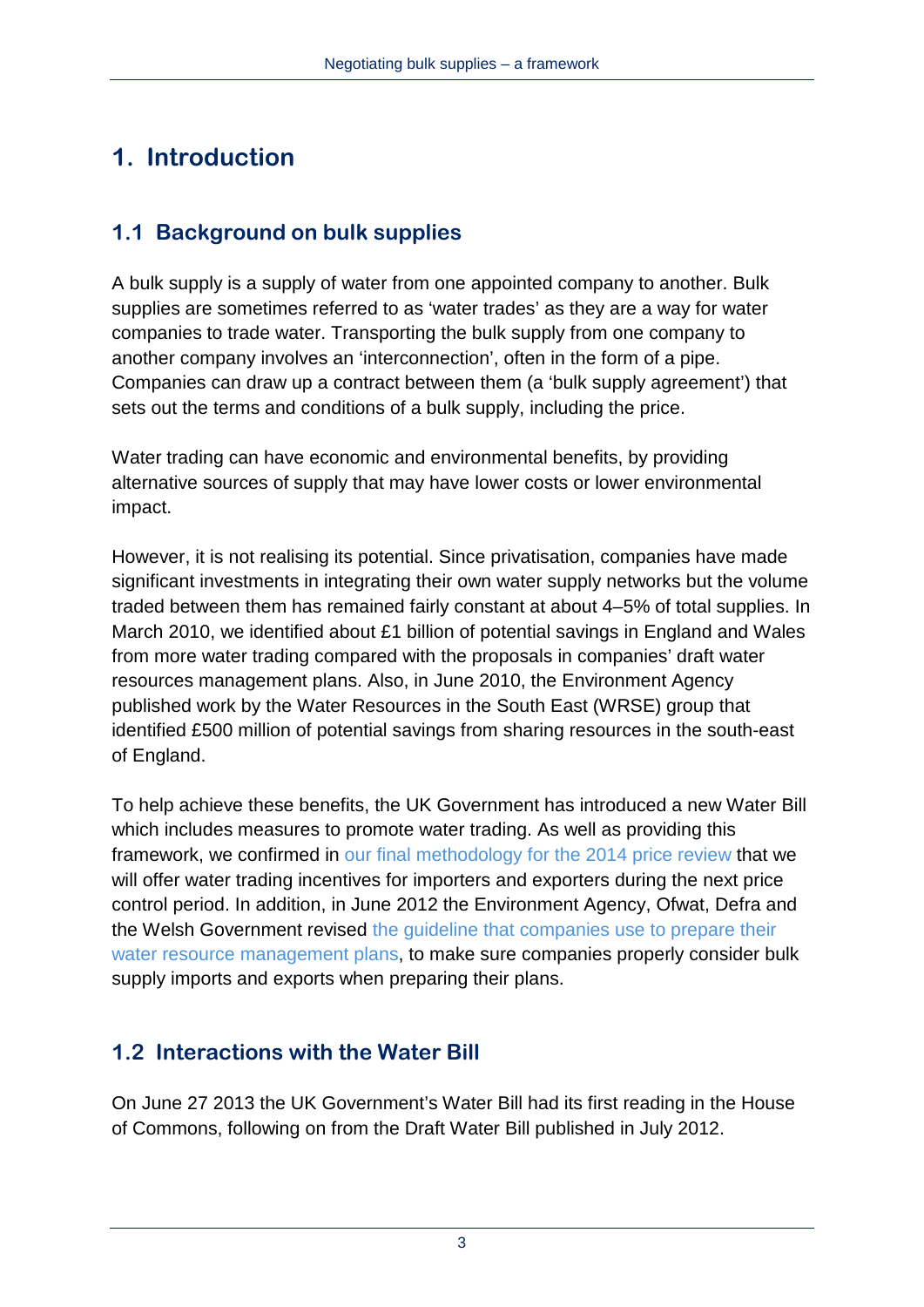# 1. Introduction

## 1.1 Background on bulk supplies

A bulk supply is a supply of water from one appointed company to another. Bulk supplies are sometimes referred to as 'water trades' as they are a way for water companies to trade water. Transporting the bulk supply from one company to another company involves an 'interconnection', often in the form of a pipe. Companies can draw up a contract between them (a 'bulk supply agreement') that sets out the terms and conditions of a bulk supply, including the price.

Water trading can have economic and environmental benefits, by providing alternative sources of supply that may have lower costs or lower environmental impact.

However, it is not realising its potential. Since privatisation, companies have made significant investments in integrating their own water supply networks but the volume traded between them has remained fairly constant at about 4–5% of total supplies. In March 2010, we identified about £1 billion of potential savings in England and Wales from more water trading compared with the proposals in companies' draft water resources management plans. Also, in June 2010, the Environment Agency published work by the Water Resources in the South East (WRSE) group that identified £500 million of potential savings from sharing resources in the south-east of England.

To help achieve these benefits, the UK Government has introduced a new Water Bill which includes measures to promote water trading. As well as providing this framework, we confirmed in our final methodology for the 2014 price review that we will offer water trading incentives for importers and exporters during the next price control period. In addition, in June 2012 the Environment Agency, Ofwat, Defra and the Welsh Government revised the guideline that companies use to prepare their water resource management plans, to make sure companies properly consider bulk supply imports and exports when preparing their plans.

## 1.2 Interactions with the Water Bill

On June 27 2013 the UK Government's Water Bill had its first reading in the House of Commons, following on from the Draft Water Bill published in July 2012.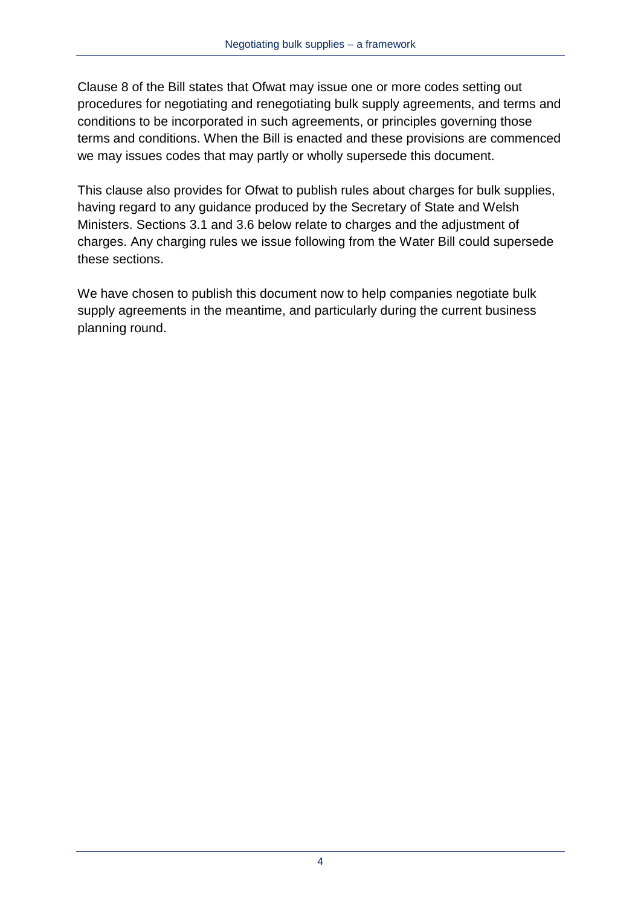Clause 8 of the Bill states that Ofwat may issue one or more codes setting out procedures for negotiating and renegotiating bulk supply agreements, and terms and conditions to be incorporated in such agreements, or principles governing those terms and conditions. When the Bill is enacted and these provisions are commenced we may issues codes that may partly or wholly supersede this document.

This clause also provides for Ofwat to publish rules about charges for bulk supplies, having regard to any guidance produced by the Secretary of State and Welsh Ministers. Sections 3.1 and 3.6 below relate to charges and the adjustment of charges. Any charging rules we issue following from the Water Bill could supersede these sections.

We have chosen to publish this document now to help companies negotiate bulk supply agreements in the meantime, and particularly during the current business planning round.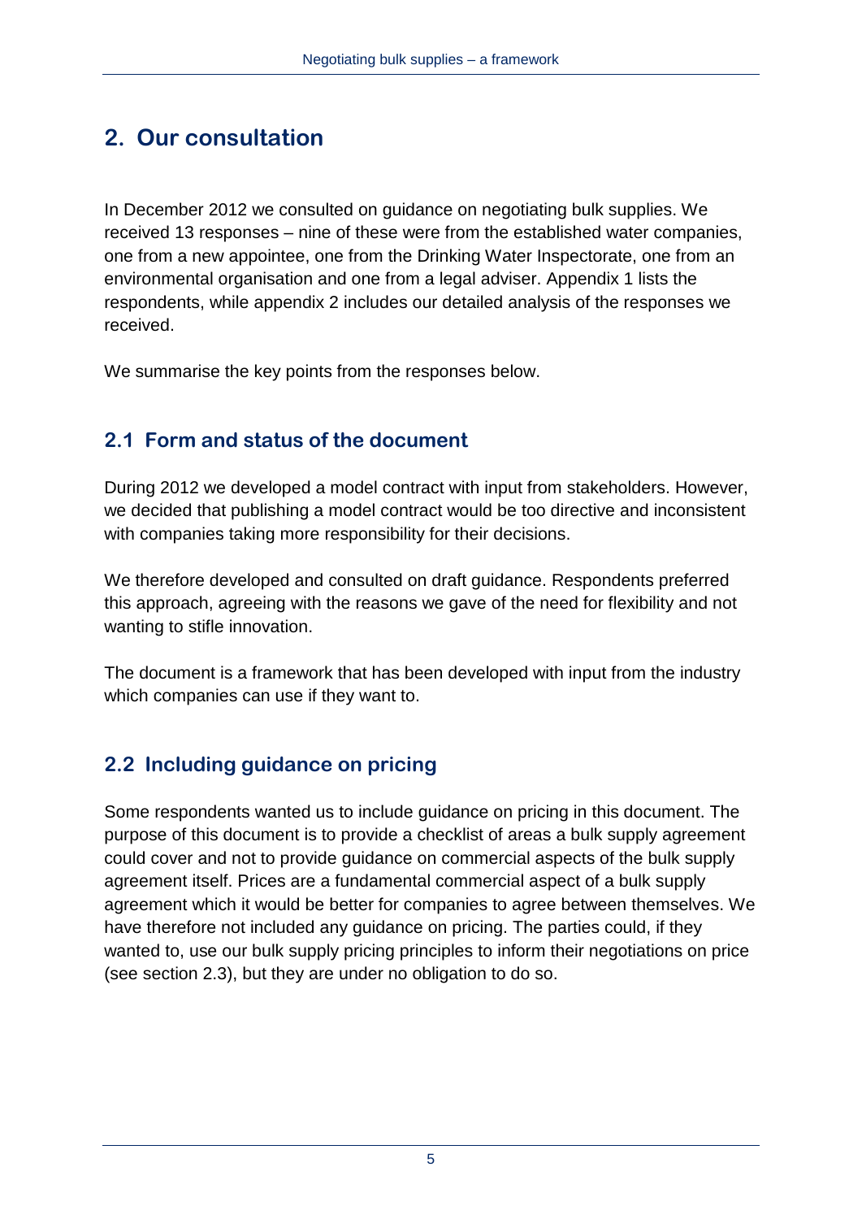## 2. Our consultation

In December 2012 we consulted on guidance on negotiating bulk supplies. We received 13 responses – nine of these were from the established water companies, one from a new appointee, one from the Drinking Water Inspectorate, one from an environmental organisation and one from a legal adviser. Appendix 1 lists the respondents, while appendix 2 includes our detailed analysis of the responses we received.

We summarise the key points from the responses below.

### 2.1 Form and status of the document

During 2012 we developed a model contract with input from stakeholders. However, we decided that publishing a model contract would be too directive and inconsistent with companies taking more responsibility for their decisions.

We therefore developed and consulted on draft guidance. Respondents preferred this approach, agreeing with the reasons we gave of the need for flexibility and not wanting to stifle innovation.

The document is a framework that has been developed with input from the industry which companies can use if they want to.

### 2.2 Including guidance on pricing

Some respondents wanted us to include guidance on pricing in this document. The purpose of this document is to provide a checklist of areas a bulk supply agreement could cover and not to provide guidance on commercial aspects of the bulk supply agreement itself. Prices are a fundamental commercial aspect of a bulk supply agreement which it would be better for companies to agree between themselves. We have therefore not included any guidance on pricing. The parties could, if they wanted to, use our bulk supply pricing principles to inform their negotiations on price (see section 2.3), but they are under no obligation to do so.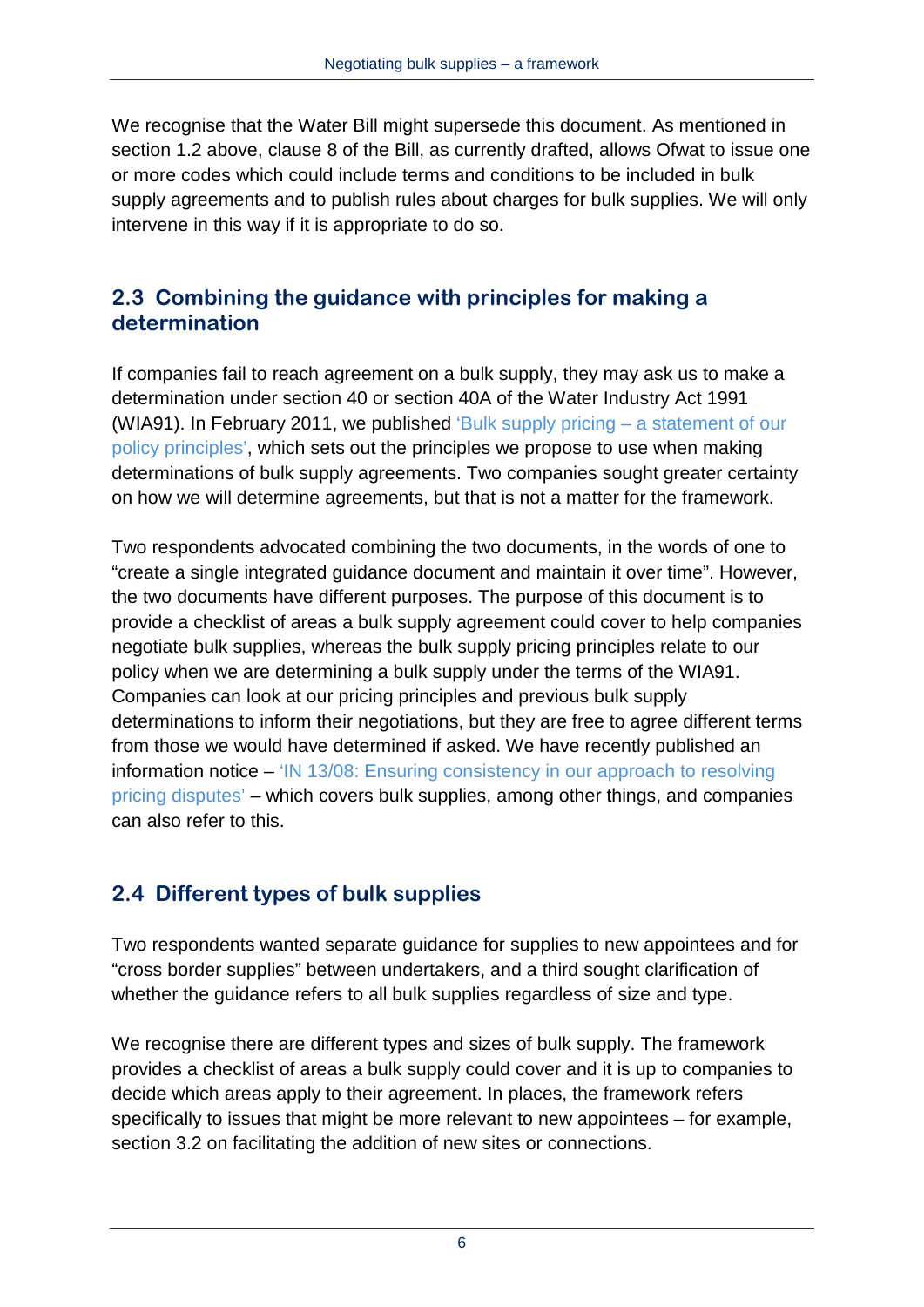We recognise that the Water Bill might supersede this document. As mentioned in section 1.2 above, clause 8 of the Bill, as currently drafted, allows Ofwat to issue one or more codes which could include terms and conditions to be included in bulk supply agreements and to publish rules about charges for bulk supplies. We will only intervene in this way if it is appropriate to do so.

## 2.3 Combining the guidance with principles for making a determination

If companies fail to reach agreement on a bulk supply, they may ask us to make a determination under section 40 or section 40A of the Water Industry Act 1991 (WIA91). In February 2011, we published 'Bulk supply pricing – a statement of our policy principles', which sets out the principles we propose to use when making determinations of bulk supply agreements. Two companies sought greater certainty on how we will determine agreements, but that is not a matter for the framework.

Two respondents advocated combining the two documents, in the words of one to "create a single integrated guidance document and maintain it over time". However, the two documents have different purposes. The purpose of this document is to provide a checklist of areas a bulk supply agreement could cover to help companies negotiate bulk supplies, whereas the bulk supply pricing principles relate to our policy when we are determining a bulk supply under the terms of the WIA91. Companies can look at our pricing principles and previous bulk supply determinations to inform their negotiations, but they are free to agree different terms from those we would have determined if asked. We have recently published an information notice – 'IN 13/08: Ensuring consistency in our approach to resolving pricing disputes' – which covers bulk supplies, among other things, and companies can also refer to this.

## 2.4 Different types of bulk supplies

Two respondents wanted separate guidance for supplies to new appointees and for "cross border supplies" between undertakers, and a third sought clarification of whether the guidance refers to all bulk supplies regardless of size and type.

We recognise there are different types and sizes of bulk supply. The framework provides a checklist of areas a bulk supply could cover and it is up to companies to decide which areas apply to their agreement. In places, the framework refers specifically to issues that might be more relevant to new appointees – for example, section 3.2 on facilitating the addition of new sites or connections.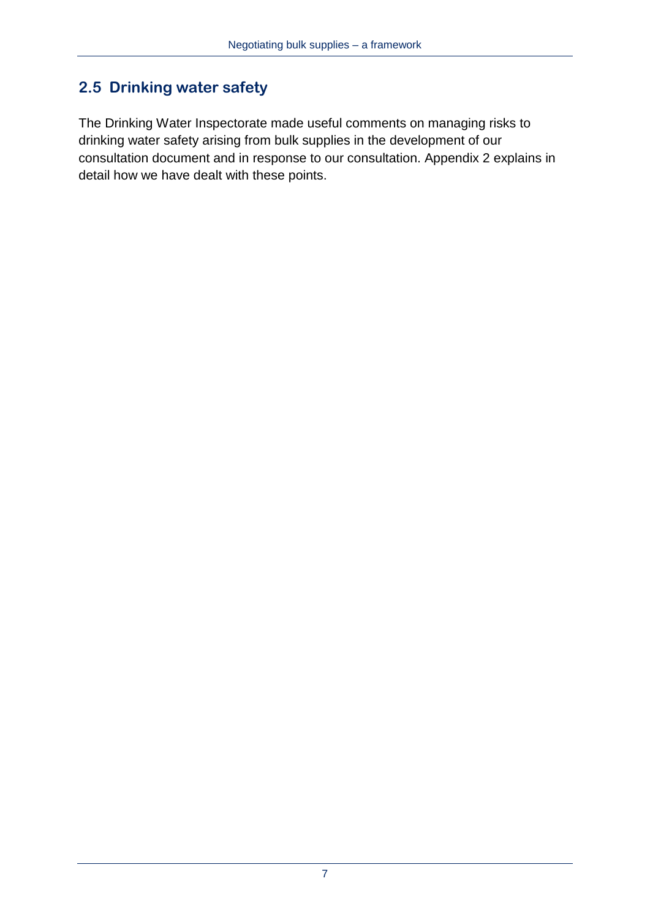## 2.5 Drinking water safety

The Drinking Water Inspectorate made useful comments on managing risks to drinking water safety arising from bulk supplies in the development of our consultation document and in response to our consultation. Appendix 2 explains in detail how we have dealt with these points.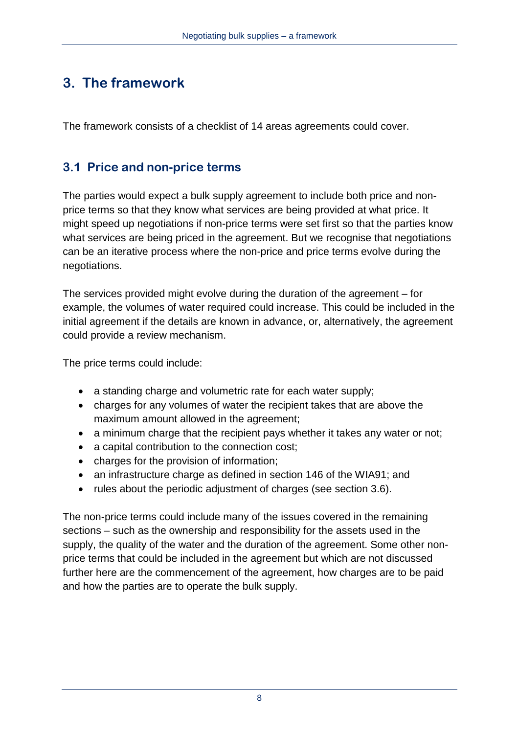## 3. The framework

The framework consists of a checklist of 14 areas agreements could cover.

### 3.1 Price and non-price terms

The parties would expect a bulk supply agreement to include both price and non-price terms so that they know what services are being provided at what price. It might speed up negotiations if non-price terms were set first so that the parties know what services are being priced in the agreement. But we recognise that negotiations can be an iterative process where the non-price and price terms evolve during the negotiations.

The services provided might evolve during the duration of the agreement – for example, the volumes of water required could increase. This could be included in the initial agreement if the details are known in advance, or, alternatively, the agreement could provide a review mechanism.

The price terms could include:

- a standing charge and volumetric rate for each water supply;
- charges for any volumes of water the recipient takes that are above the maximum amount allowed in the agreement;
- a minimum charge that the recipient pays whether it takes any water or not;
- a capital contribution to the connection cost;
- charges for the provision of information;
- an infrastructure charge as defined in section 146 of the WIA91; and
- rules about the periodic adjustment of charges (see section 3.6).

The non-price terms could include many of the issues covered in the remaining sections – such as the ownership and responsibility for the assets used in the supply, the quality of the water and the duration of the agreement. Some other non-price terms that could be included in the agreement but which are not discussed further here are the commencement of the agreement, how charges are to be paid and how the parties are to operate the bulk supply.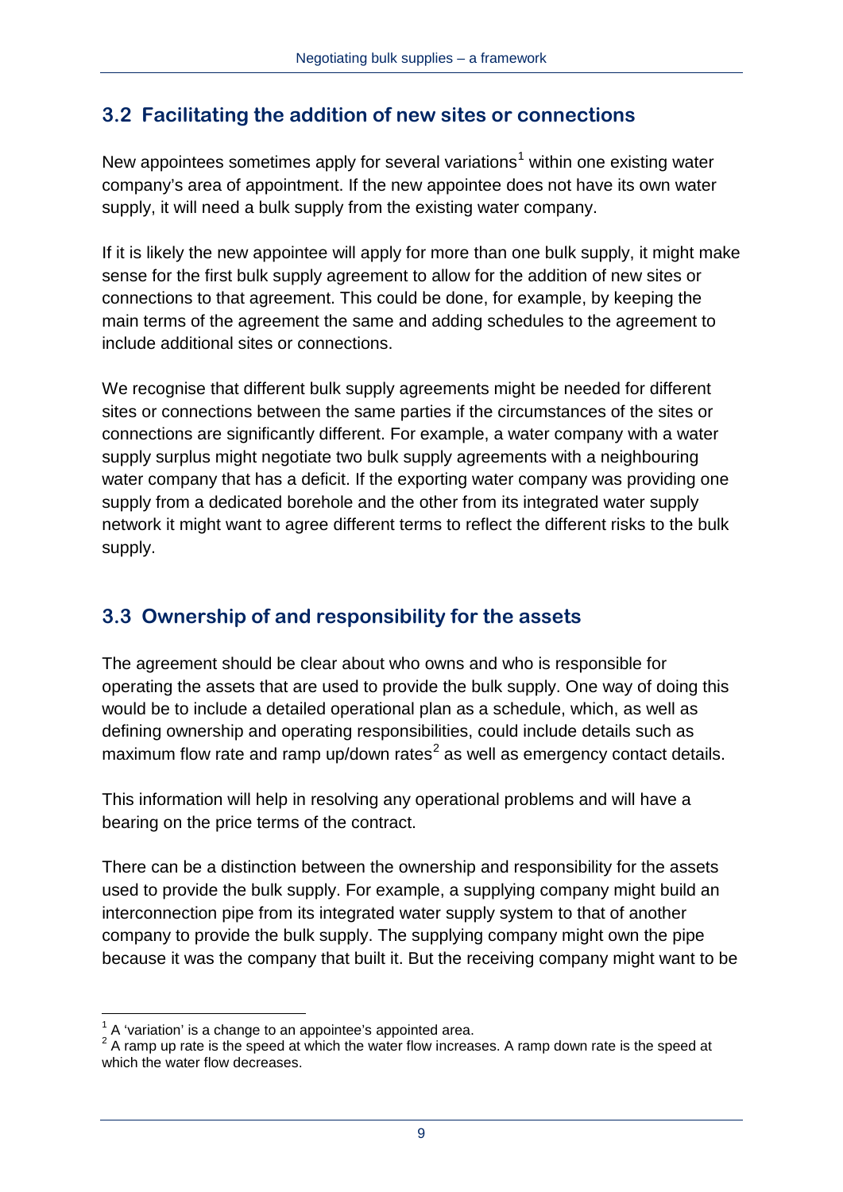## 3.2 Facilitating the addition of new sites or connections

New appointees sometimes apply for several variations[1] within one existing water company's area of appointment. If the new appointee does not have its own water supply, it will need a bulk supply from the existing water company.

If it is likely the new appointee will apply for more than one bulk supply, it might make sense for the first bulk supply agreement to allow for the addition of new sites or connections to that agreement. This could be done, for example, by keeping the main terms of the agreement the same and adding schedules to the agreement to include additional sites or connections.

We recognise that different bulk supply agreements might be needed for different sites or connections between the same parties if the circumstances of the sites or connections are significantly different. For example, a water company with a water supply surplus might negotiate two bulk supply agreements with a neighbouring water company that has a deficit. If the exporting water company was providing one supply from a dedicated borehole and the other from its integrated water supply network it might want to agree different terms to reflect the different risks to the bulk supply.

## 3.3 Ownership of and responsibility for the assets

The agreement should be clear about who owns and who is responsible for operating the assets that are used to provide the bulk supply. One way of doing this would be to include a detailed operational plan as a schedule, which, as well as defining ownership and operating responsibilities, could include details such as maximum flow rate and ramp up/down rates[2] as well as emergency contact details.

This information will help in resolving any operational problems and will have a bearing on the price terms of the contract.

There can be a distinction between the ownership and responsibility for the assets used to provide the bulk supply. For example, a supplying company might build an interconnection pipe from its integrated water supply system to that of another company to provide the bulk supply. The supplying company might own the pipe because it was the company that built it. But the receiving company might want to be

[1] A 'variation' is a change to an appointee's appointed area.

[2] A ramp up rate is the speed at which the water flow increases. A ramp down rate is the speed at which the water flow decreases.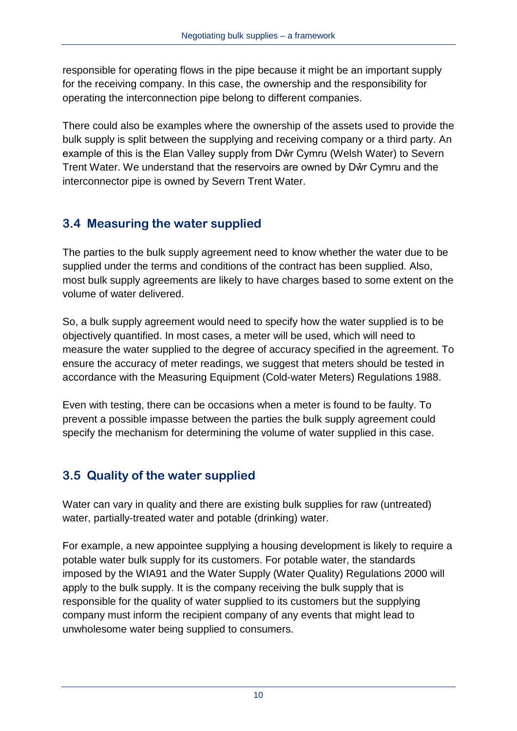responsible for operating flows in the pipe because it might be an important supply for the receiving company. In this case, the ownership and the responsibility for operating the interconnection pipe belong to different companies.

There could also be examples where the ownership of the assets used to provide the bulk supply is split between the supplying and receiving company or a third party. An example of this is the Elan Valley supply from Dŵr Cymru (Welsh Water) to Severn Trent Water. We understand that the reservoirs are owned by Dŵr Cymru and the interconnector pipe is owned by Severn Trent Water.

## 3.4 Measuring the water supplied

The parties to the bulk supply agreement need to know whether the water due to be supplied under the terms and conditions of the contract has been supplied. Also, most bulk supply agreements are likely to have charges based to some extent on the volume of water delivered.

So, a bulk supply agreement would need to specify how the water supplied is to be objectively quantified. In most cases, a meter will be used, which will need to measure the water supplied to the degree of accuracy specified in the agreement. To ensure the accuracy of meter readings, we suggest that meters should be tested in accordance with the Measuring Equipment (Cold-water Meters) Regulations 1988.

Even with testing, there can be occasions when a meter is found to be faulty. To prevent a possible impasse between the parties the bulk supply agreement could specify the mechanism for determining the volume of water supplied in this case.

## 3.5 Quality of the water supplied

Water can vary in quality and there are existing bulk supplies for raw (untreated) water, partially-treated water and potable (drinking) water.

For example, a new appointee supplying a housing development is likely to require a potable water bulk supply for its customers. For potable water, the standards imposed by the WIA91 and the Water Supply (Water Quality) Regulations 2000 will apply to the bulk supply. It is the company receiving the bulk supply that is responsible for the quality of water supplied to its customers but the supplying company must inform the recipient company of any events that might lead to unwholesome water being supplied to consumers.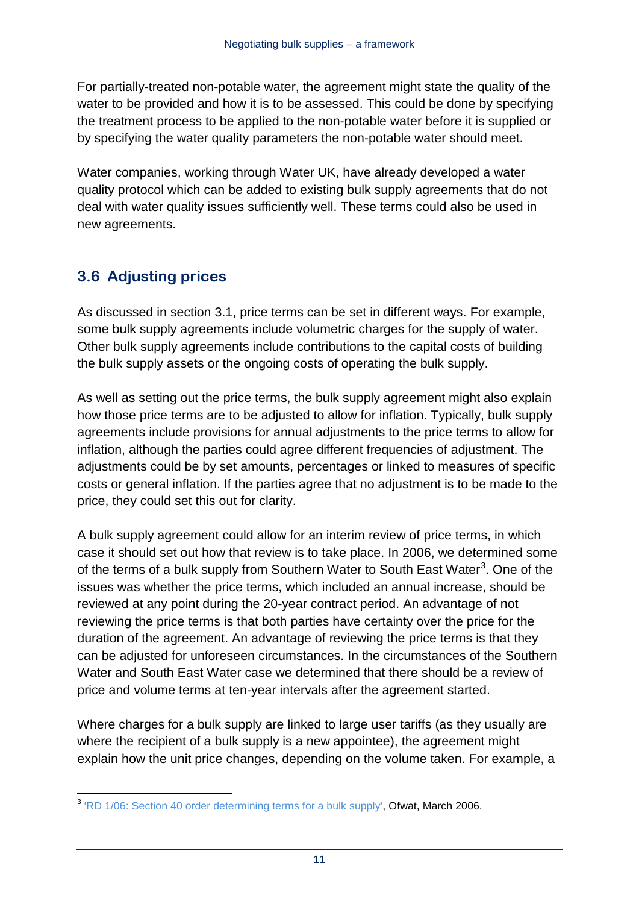For partially-treated non-potable water, the agreement might state the quality of the water to be provided and how it is to be assessed. This could be done by specifying the treatment process to be applied to the non-potable water before it is supplied or by specifying the water quality parameters the non-potable water should meet.

Water companies, working through Water UK, have already developed a water quality protocol which can be added to existing bulk supply agreements that do not deal with water quality issues sufficiently well. These terms could also be used in new agreements.

## 3.6 Adjusting prices

As discussed in section 3.1, price terms can be set in different ways. For example, some bulk supply agreements include volumetric charges for the supply of water. Other bulk supply agreements include contributions to the capital costs of building the bulk supply assets or the ongoing costs of operating the bulk supply.

As well as setting out the price terms, the bulk supply agreement might also explain how those price terms are to be adjusted to allow for inflation. Typically, bulk supply agreements include provisions for annual adjustments to the price terms to allow for inflation, although the parties could agree different frequencies of adjustment. The adjustments could be by set amounts, percentages or linked to measures of specific costs or general inflation. If the parties agree that no adjustment is to be made to the price, they could set this out for clarity.

A bulk supply agreement could allow for an interim review of price terms, in which case it should set out how that review is to take place. In 2006, we determined some of the terms of a bulk supply from Southern Water to South East Water[3]. One of the issues was whether the price terms, which included an annual increase, should be reviewed at any point during the 20-year contract period. An advantage of not reviewing the price terms is that both parties have certainty over the price for the duration of the agreement. An advantage of reviewing the price terms is that they can be adjusted for unforeseen circumstances. In the circumstances of the Southern Water and South East Water case we determined that there should be a review of price and volume terms at ten-year intervals after the agreement started.

Where charges for a bulk supply are linked to large user tariffs (as they usually are where the recipient of a bulk supply is a new appointee), the agreement might explain how the unit price changes, depending on the volume taken. For example, a

[3] 'RD 1/06: Section 40 order determining terms for a bulk supply', Ofwat, March 2006.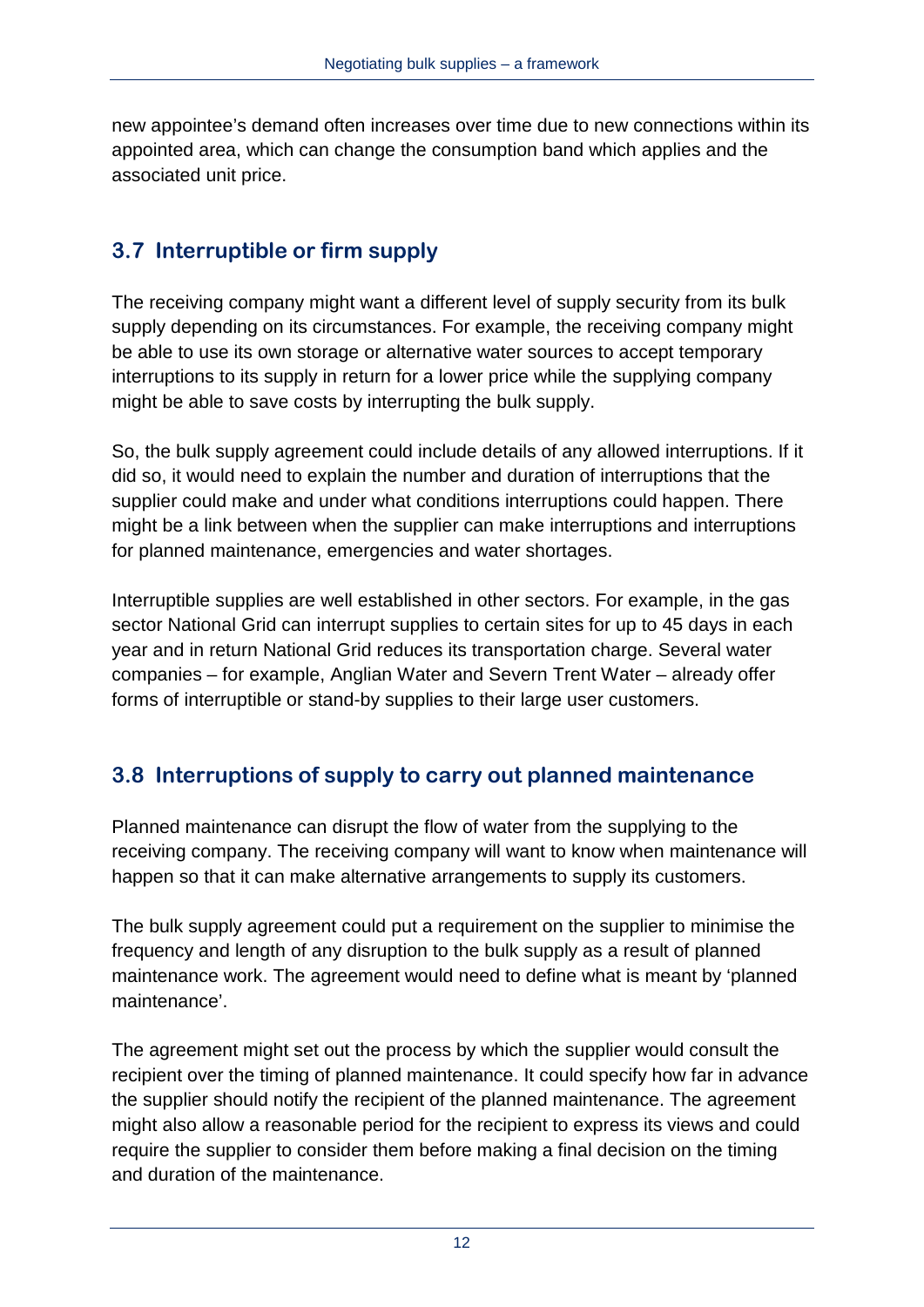new appointee's demand often increases over time due to new connections within its appointed area, which can change the consumption band which applies and the associated unit price.

## 3.7 Interruptible or firm supply

The receiving company might want a different level of supply security from its bulk supply depending on its circumstances. For example, the receiving company might be able to use its own storage or alternative water sources to accept temporary interruptions to its supply in return for a lower price while the supplying company might be able to save costs by interrupting the bulk supply.

So, the bulk supply agreement could include details of any allowed interruptions. If it did so, it would need to explain the number and duration of interruptions that the supplier could make and under what conditions interruptions could happen. There might be a link between when the supplier can make interruptions and interruptions for planned maintenance, emergencies and water shortages.

Interruptible supplies are well established in other sectors. For example, in the gas sector National Grid can interrupt supplies to certain sites for up to 45 days in each year and in return National Grid reduces its transportation charge. Several water companies – for example, Anglian Water and Severn Trent Water – already offer forms of interruptible or stand-by supplies to their large user customers.

## 3.8 Interruptions of supply to carry out planned maintenance

Planned maintenance can disrupt the flow of water from the supplying to the receiving company. The receiving company will want to know when maintenance will happen so that it can make alternative arrangements to supply its customers.

The bulk supply agreement could put a requirement on the supplier to minimise the frequency and length of any disruption to the bulk supply as a result of planned maintenance work. The agreement would need to define what is meant by 'planned maintenance'.

The agreement might set out the process by which the supplier would consult the recipient over the timing of planned maintenance. It could specify how far in advance the supplier should notify the recipient of the planned maintenance. The agreement might also allow a reasonable period for the recipient to express its views and could require the supplier to consider them before making a final decision on the timing and duration of the maintenance.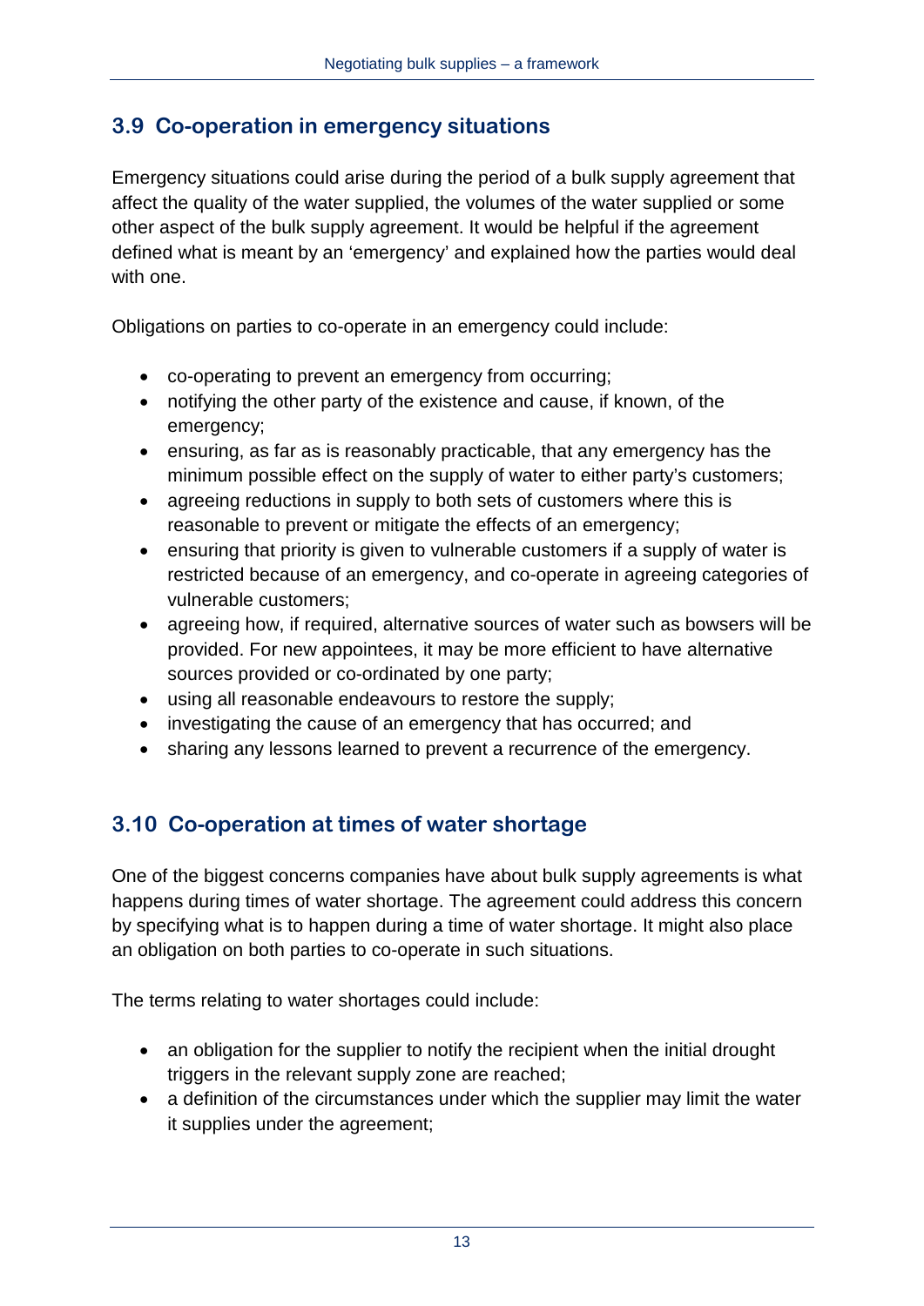## 3.9 Co-operation in emergency situations

Emergency situations could arise during the period of a bulk supply agreement that affect the quality of the water supplied, the volumes of the water supplied or some other aspect of the bulk supply agreement. It would be helpful if the agreement defined what is meant by an 'emergency' and explained how the parties would deal with one.

Obligations on parties to co-operate in an emergency could include:

- co-operating to prevent an emergency from occurring;
- notifying the other party of the existence and cause, if known, of the emergency;
- ensuring, as far as is reasonably practicable, that any emergency has the minimum possible effect on the supply of water to either party's customers;
- agreeing reductions in supply to both sets of customers where this is reasonable to prevent or mitigate the effects of an emergency;
- ensuring that priority is given to vulnerable customers if a supply of water is restricted because of an emergency, and co-operate in agreeing categories of vulnerable customers;
- agreeing how, if required, alternative sources of water such as bowsers will be provided. For new appointees, it may be more efficient to have alternative sources provided or co-ordinated by one party;
- using all reasonable endeavours to restore the supply;
- investigating the cause of an emergency that has occurred; and
- sharing any lessons learned to prevent a recurrence of the emergency.

## 3.10 Co-operation at times of water shortage

One of the biggest concerns companies have about bulk supply agreements is what happens during times of water shortage. The agreement could address this concern by specifying what is to happen during a time of water shortage. It might also place an obligation on both parties to co-operate in such situations.

The terms relating to water shortages could include:

- an obligation for the supplier to notify the recipient when the initial drought triggers in the relevant supply zone are reached;
- a definition of the circumstances under which the supplier may limit the water it supplies under the agreement;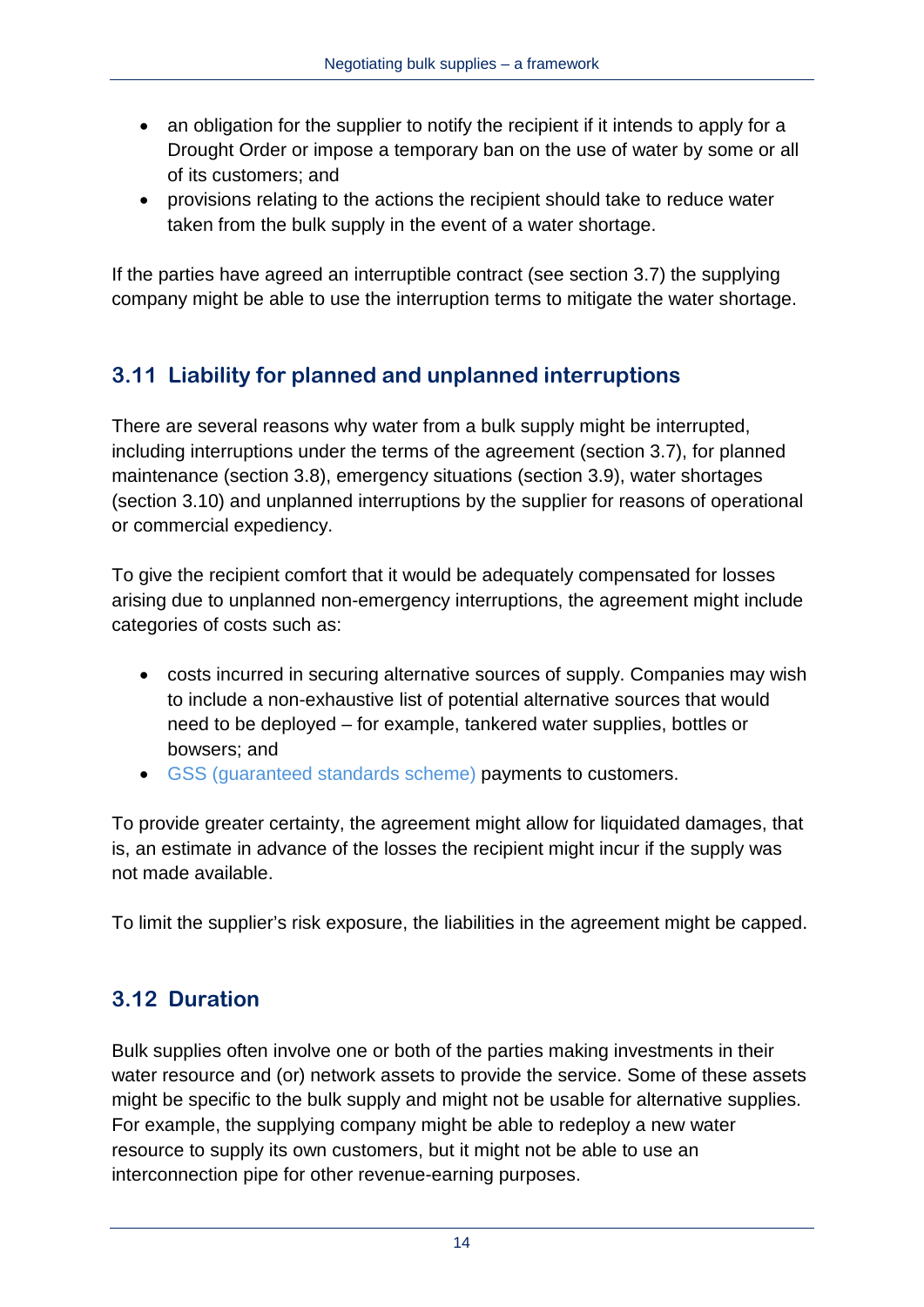- an obligation for the supplier to notify the recipient if it intends to apply for a Drought Order or impose a temporary ban on the use of water by some or all of its customers; and
- provisions relating to the actions the recipient should take to reduce water taken from the bulk supply in the event of a water shortage.

If the parties have agreed an interruptible contract (see section 3.7) the supplying company might be able to use the interruption terms to mitigate the water shortage.

## 3.11 Liability for planned and unplanned interruptions

There are several reasons why water from a bulk supply might be interrupted, including interruptions under the terms of the agreement (section 3.7), for planned maintenance (section 3.8), emergency situations (section 3.9), water shortages (section 3.10) and unplanned interruptions by the supplier for reasons of operational or commercial expediency.

To give the recipient comfort that it would be adequately compensated for losses arising due to unplanned non-emergency interruptions, the agreement might include categories of costs such as:

- costs incurred in securing alternative sources of supply. Companies may wish to include a non-exhaustive list of potential alternative sources that would need to be deployed – for example, tankered water supplies, bottles or bowsers; and
- GSS (guaranteed standards scheme) payments to customers.

To provide greater certainty, the agreement might allow for liquidated damages, that is, an estimate in advance of the losses the recipient might incur if the supply was not made available.

To limit the supplier's risk exposure, the liabilities in the agreement might be capped.

## 3.12 Duration

Bulk supplies often involve one or both of the parties making investments in their water resource and (or) network assets to provide the service. Some of these assets might be specific to the bulk supply and might not be usable for alternative supplies. For example, the supplying company might be able to redeploy a new water resource to supply its own customers, but it might not be able to use an interconnection pipe for other revenue-earning purposes.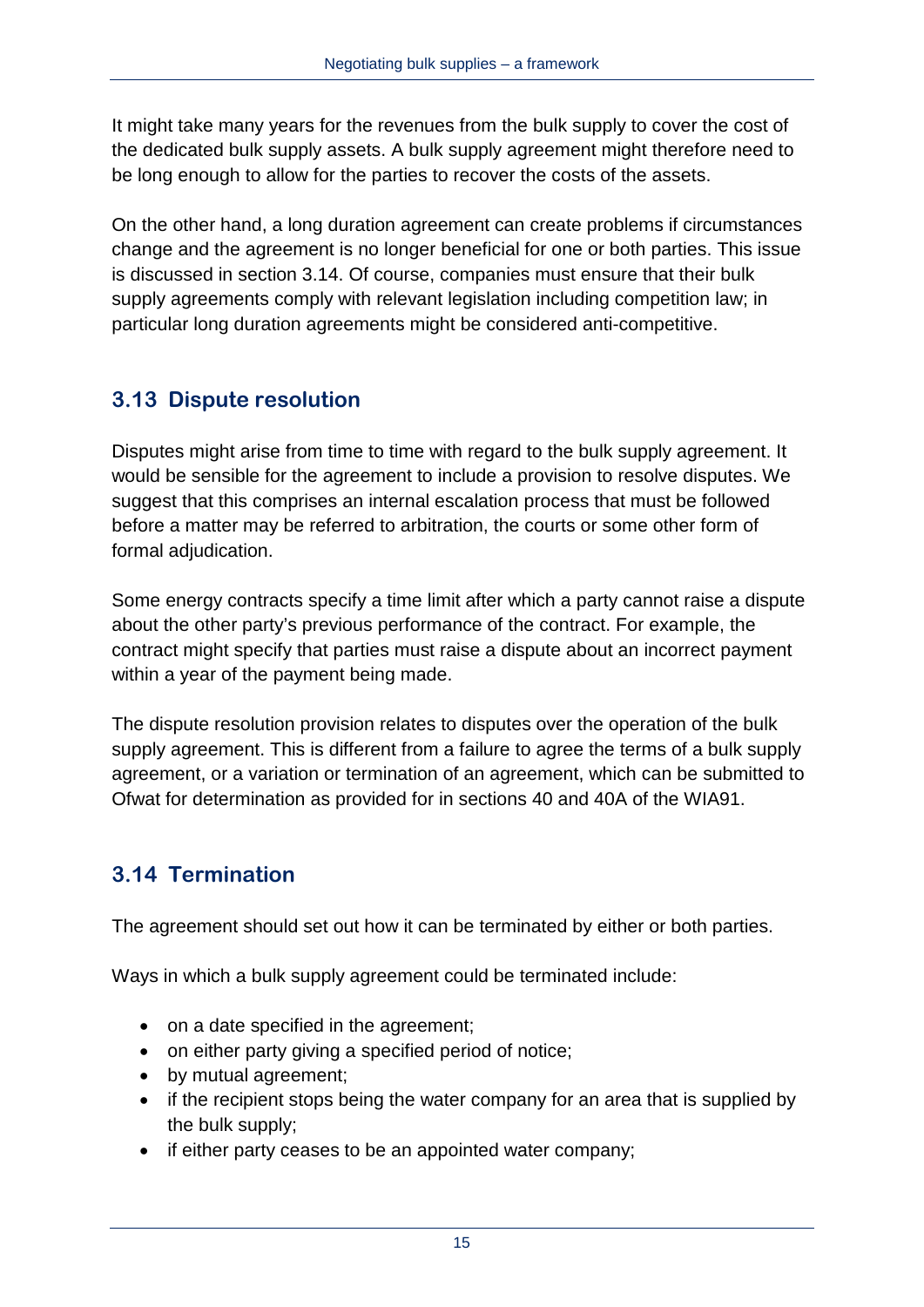It might take many years for the revenues from the bulk supply to cover the cost of the dedicated bulk supply assets. A bulk supply agreement might therefore need to be long enough to allow for the parties to recover the costs of the assets.

On the other hand, a long duration agreement can create problems if circumstances change and the agreement is no longer beneficial for one or both parties. This issue is discussed in section 3.14. Of course, companies must ensure that their bulk supply agreements comply with relevant legislation including competition law; in particular long duration agreements might be considered anti-competitive.

## 3.13 Dispute resolution

Disputes might arise from time to time with regard to the bulk supply agreement. It would be sensible for the agreement to include a provision to resolve disputes. We suggest that this comprises an internal escalation process that must be followed before a matter may be referred to arbitration, the courts or some other form of formal adjudication.

Some energy contracts specify a time limit after which a party cannot raise a dispute about the other party's previous performance of the contract. For example, the contract might specify that parties must raise a dispute about an incorrect payment within a year of the payment being made.

The dispute resolution provision relates to disputes over the operation of the bulk supply agreement. This is different from a failure to agree the terms of a bulk supply agreement, or a variation or termination of an agreement, which can be submitted to Ofwat for determination as provided for in sections 40 and 40A of the WIA91.

## 3.14 Termination

The agreement should set out how it can be terminated by either or both parties.

Ways in which a bulk supply agreement could be terminated include:

- on a date specified in the agreement;
- on either party giving a specified period of notice;
- by mutual agreement;
- if the recipient stops being the water company for an area that is supplied by the bulk supply;
- if either party ceases to be an appointed water company;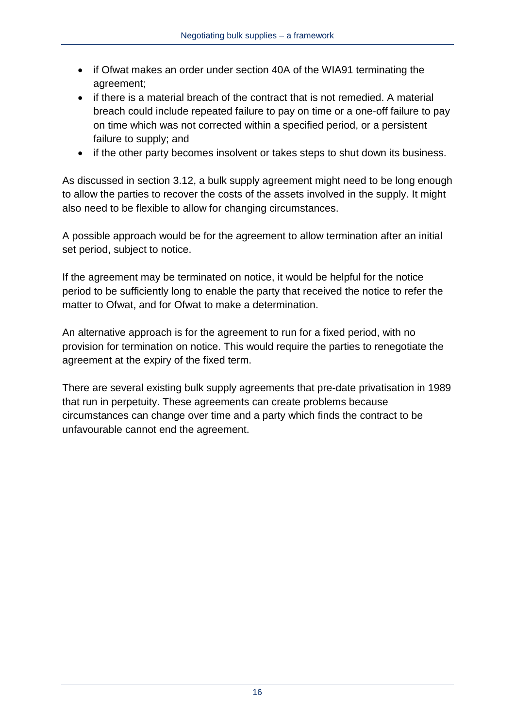- if Ofwat makes an order under section 40A of the WIA91 terminating the agreement;
- if there is a material breach of the contract that is not remedied. A material breach could include repeated failure to pay on time or a one-off failure to pay on time which was not corrected within a specified period, or a persistent failure to supply; and
- if the other party becomes insolvent or takes steps to shut down its business.

As discussed in section 3.12, a bulk supply agreement might need to be long enough to allow the parties to recover the costs of the assets involved in the supply. It might also need to be flexible to allow for changing circumstances.

A possible approach would be for the agreement to allow termination after an initial set period, subject to notice.

If the agreement may be terminated on notice, it would be helpful for the notice period to be sufficiently long to enable the party that received the notice to refer the matter to Ofwat, and for Ofwat to make a determination.

An alternative approach is for the agreement to run for a fixed period, with no provision for termination on notice. This would require the parties to renegotiate the agreement at the expiry of the fixed term.

There are several existing bulk supply agreements that pre-date privatisation in 1989 that run in perpetuity. These agreements can create problems because circumstances can change over time and a party which finds the contract to be unfavourable cannot end the agreement.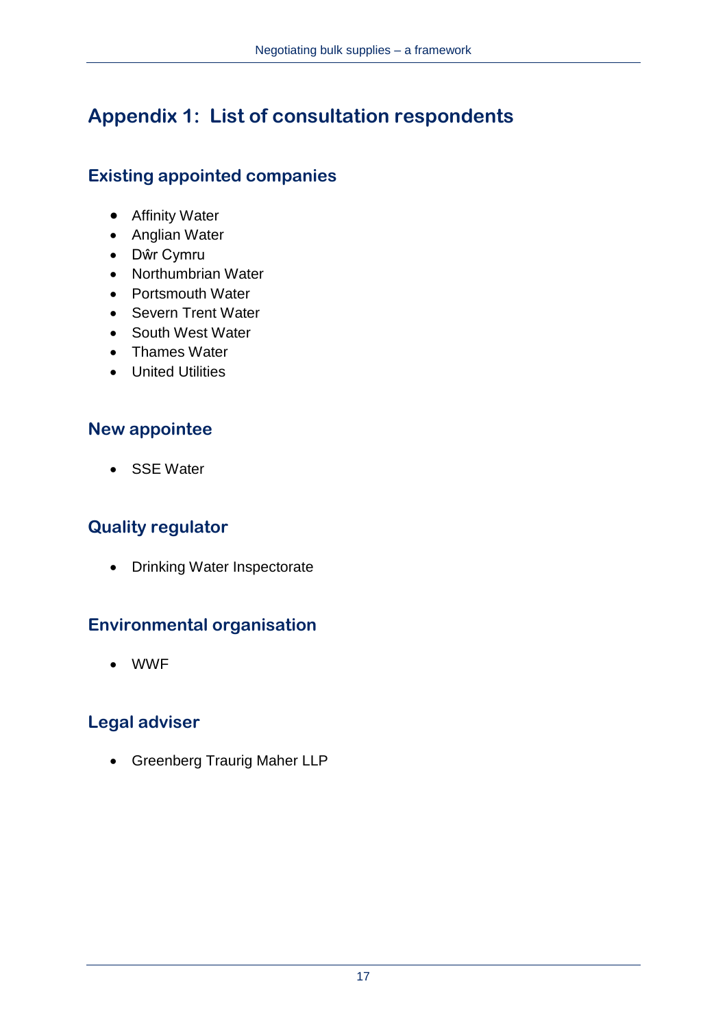# Appendix 1: List of consultation respondents

## Existing appointed companies

- Affinity Water
- Anglian Water
- Dŵr Cymru
- Northumbrian Water
- Portsmouth Water
- Severn Trent Water
- South West Water
- Thames Water
- United Utilities

## New appointee

- SSE Water

## Quality regulator

- Drinking Water Inspectorate

## Environmental organisation

- WWF

## Legal adviser

- Greenberg Traurig Maher LLP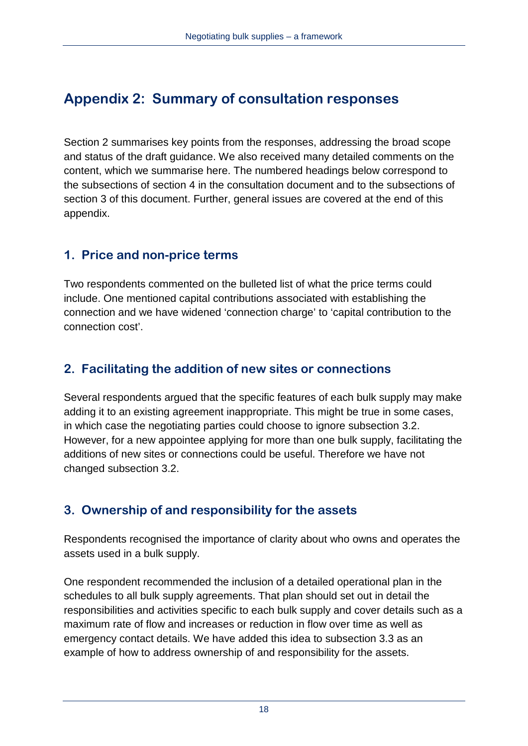# Appendix 2: Summary of consultation responses

Section 2 summarises key points from the responses, addressing the broad scope and status of the draft guidance. We also received many detailed comments on the content, which we summarise here. The numbered headings below correspond to the subsections of section 4 in the consultation document and to the subsections of section 3 of this document. Further, general issues are covered at the end of this appendix.

## 1. Price and non-price terms

Two respondents commented on the bulleted list of what the price terms could include. One mentioned capital contributions associated with establishing the connection and we have widened 'connection charge' to 'capital contribution to the connection cost'.

## 2. Facilitating the addition of new sites or connections

Several respondents argued that the specific features of each bulk supply may make adding it to an existing agreement inappropriate. This might be true in some cases, in which case the negotiating parties could choose to ignore subsection 3.2. However, for a new appointee applying for more than one bulk supply, facilitating the additions of new sites or connections could be useful. Therefore we have not changed subsection 3.2.

## 3. Ownership of and responsibility for the assets

Respondents recognised the importance of clarity about who owns and operates the assets used in a bulk supply.

One respondent recommended the inclusion of a detailed operational plan in the schedules to all bulk supply agreements. That plan should set out in detail the responsibilities and activities specific to each bulk supply and cover details such as a maximum rate of flow and increases or reduction in flow over time as well as emergency contact details. We have added this idea to subsection 3.3 as an example of how to address ownership of and responsibility for the assets.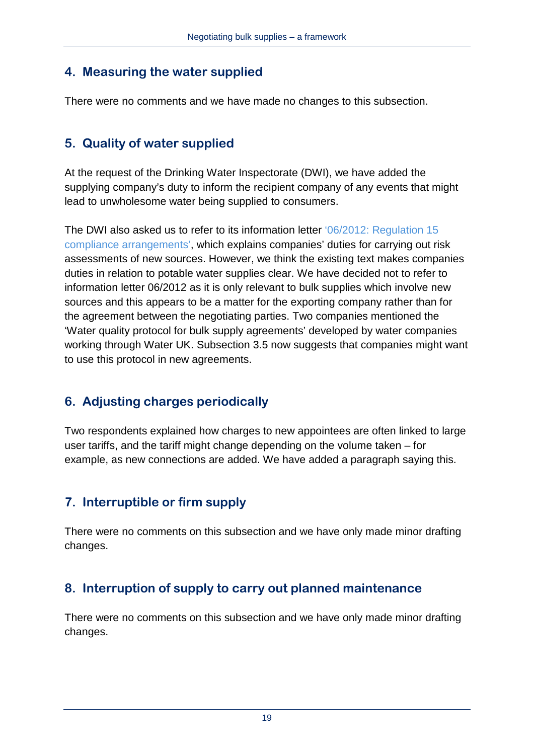## 4. Measuring the water supplied

There were no comments and we have made no changes to this subsection.

## 5. Quality of water supplied

At the request of the Drinking Water Inspectorate (DWI), we have added the supplying company's duty to inform the recipient company of any events that might lead to unwholesome water being supplied to consumers.

The DWI also asked us to refer to its information letter '06/2012: Regulation 15 compliance arrangements', which explains companies' duties for carrying out risk assessments of new sources. However, we think the existing text makes companies duties in relation to potable water supplies clear. We have decided not to refer to information letter 06/2012 as it is only relevant to bulk supplies which involve new sources and this appears to be a matter for the exporting company rather than for the agreement between the negotiating parties. Two companies mentioned the 'Water quality protocol for bulk supply agreements' developed by water companies working through Water UK. Subsection 3.5 now suggests that companies might want to use this protocol in new agreements.

## 6. Adjusting charges periodically

Two respondents explained how charges to new appointees are often linked to large user tariffs, and the tariff might change depending on the volume taken – for example, as new connections are added. We have added a paragraph saying this.

## 7. Interruptible or firm supply

There were no comments on this subsection and we have only made minor drafting changes.

## 8. Interruption of supply to carry out planned maintenance

There were no comments on this subsection and we have only made minor drafting changes.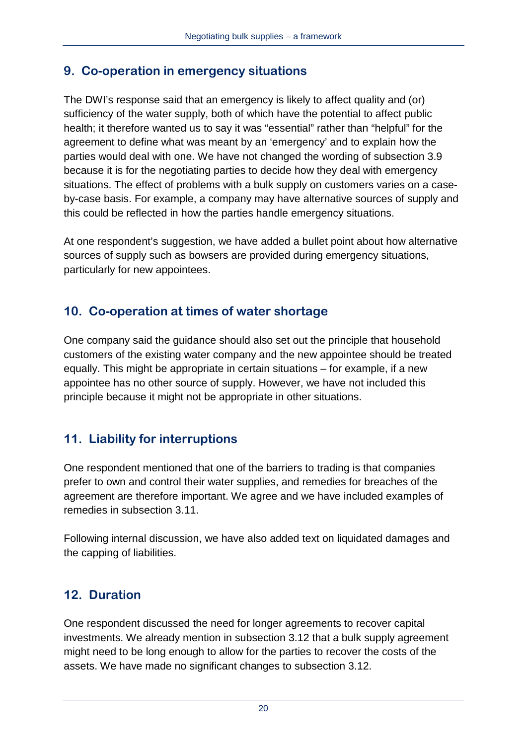## 9. Co-operation in emergency situations

The DWI's response said that an emergency is likely to affect quality and (or) sufficiency of the water supply, both of which have the potential to affect public health; it therefore wanted us to say it was "essential" rather than "helpful" for the agreement to define what was meant by an 'emergency' and to explain how the parties would deal with one. We have not changed the wording of subsection 3.9 because it is for the negotiating parties to decide how they deal with emergency situations. The effect of problems with a bulk supply on customers varies on a case-by-case basis. For example, a company may have alternative sources of supply and this could be reflected in how the parties handle emergency situations.

At one respondent's suggestion, we have added a bullet point about how alternative sources of supply such as bowsers are provided during emergency situations, particularly for new appointees.

## 10. Co-operation at times of water shortage

One company said the guidance should also set out the principle that household customers of the existing water company and the new appointee should be treated equally. This might be appropriate in certain situations – for example, if a new appointee has no other source of supply. However, we have not included this principle because it might not be appropriate in other situations.

## 11. Liability for interruptions

One respondent mentioned that one of the barriers to trading is that companies prefer to own and control their water supplies, and remedies for breaches of the agreement are therefore important. We agree and we have included examples of remedies in subsection 3.11.

Following internal discussion, we have also added text on liquidated damages and the capping of liabilities.

## 12. Duration

One respondent discussed the need for longer agreements to recover capital investments. We already mention in subsection 3.12 that a bulk supply agreement might need to be long enough to allow for the parties to recover the costs of the assets. We have made no significant changes to subsection 3.12.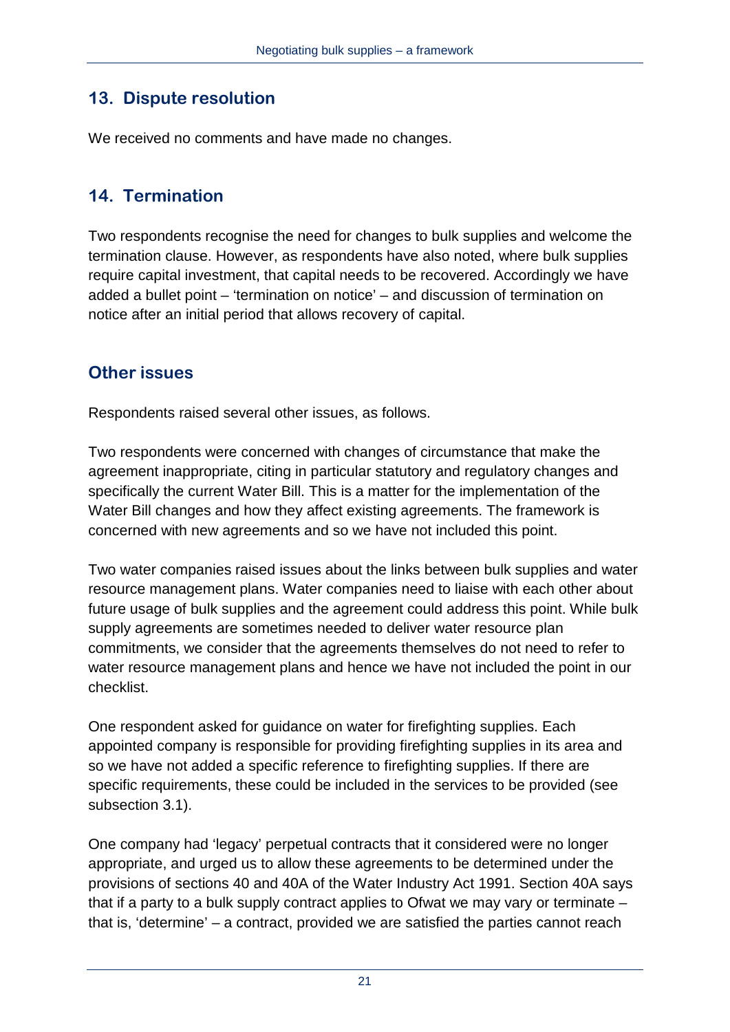## 13. Dispute resolution

We received no comments and have made no changes.

## 14. Termination

Two respondents recognise the need for changes to bulk supplies and welcome the termination clause. However, as respondents have also noted, where bulk supplies require capital investment, that capital needs to be recovered. Accordingly we have added a bullet point – 'termination on notice' – and discussion of termination on notice after an initial period that allows recovery of capital.

## Other issues

Respondents raised several other issues, as follows.

Two respondents were concerned with changes of circumstance that make the agreement inappropriate, citing in particular statutory and regulatory changes and specifically the current Water Bill. This is a matter for the implementation of the Water Bill changes and how they affect existing agreements. The framework is concerned with new agreements and so we have not included this point.

Two water companies raised issues about the links between bulk supplies and water resource management plans. Water companies need to liaise with each other about future usage of bulk supplies and the agreement could address this point. While bulk supply agreements are sometimes needed to deliver water resource plan commitments, we consider that the agreements themselves do not need to refer to water resource management plans and hence we have not included the point in our checklist.

One respondent asked for guidance on water for firefighting supplies. Each appointed company is responsible for providing firefighting supplies in its area and so we have not added a specific reference to firefighting supplies. If there are specific requirements, these could be included in the services to be provided (see subsection 3.1).

One company had 'legacy' perpetual contracts that it considered were no longer appropriate, and urged us to allow these agreements to be determined under the provisions of sections 40 and 40A of the Water Industry Act 1991. Section 40A says that if a party to a bulk supply contract applies to Ofwat we may vary or terminate – that is, 'determine' – a contract, provided we are satisfied the parties cannot reach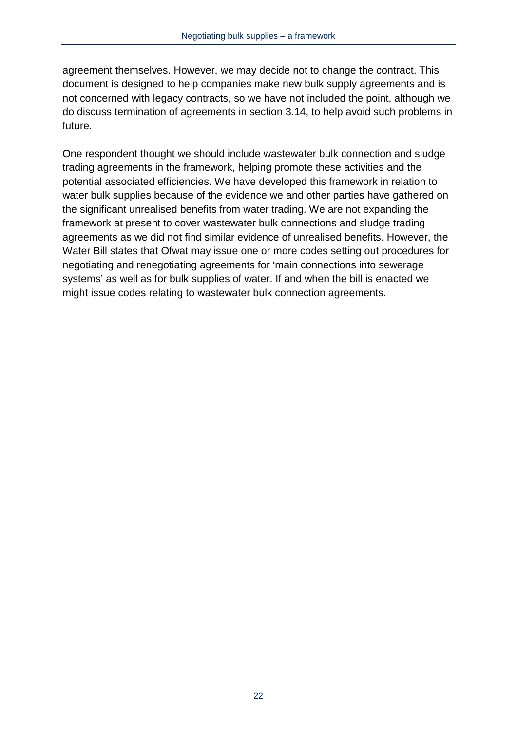agreement themselves. However, we may decide not to change the contract. This document is designed to help companies make new bulk supply agreements and is not concerned with legacy contracts, so we have not included the point, although we do discuss termination of agreements in section 3.14, to help avoid such problems in future.

One respondent thought we should include wastewater bulk connection and sludge trading agreements in the framework, helping promote these activities and the potential associated efficiencies. We have developed this framework in relation to water bulk supplies because of the evidence we and other parties have gathered on the significant unrealised benefits from water trading. We are not expanding the framework at present to cover wastewater bulk connections and sludge trading agreements as we did not find similar evidence of unrealised benefits. However, the Water Bill states that Ofwat may issue one or more codes setting out procedures for negotiating and renegotiating agreements for 'main connections into sewerage systems' as well as for bulk supplies of water. If and when the bill is enacted we might issue codes relating to wastewater bulk connection agreements.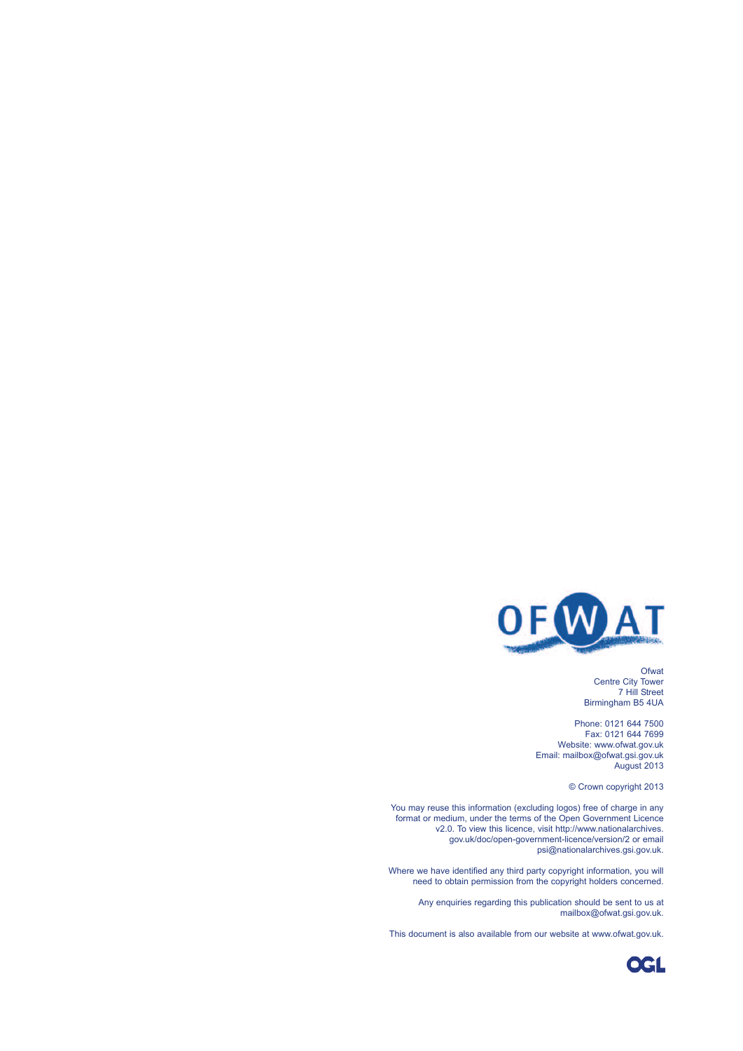Ofwat
Centre City Tower
7 Hill Street
Birmingham B5 4UA

Phone: 0121 644 7500
Fax: 0121 644 7699
Website: www.ofwat.gov.uk
Email: mailbox@ofwat.gsi.gov.uk
August 2013

© Crown copyright 2013

You may reuse this information (excluding logos) free of charge in any format or medium, under the terms of the Open Government Licence v2.0. To view this licence, visit http://www.nationalarchives.gov.uk/doc/open-government-licence/version/2 or email psi@nationalarchives.gsi.gov.uk.

Where we have identified any third party copyright information, you will need to obtain permission from the copyright holders concerned.

Any enquiries regarding this publication should be sent to us at mailbox@ofwat.gsi.gov.uk.

This document is also available from our website at www.ofwat.gov.uk.